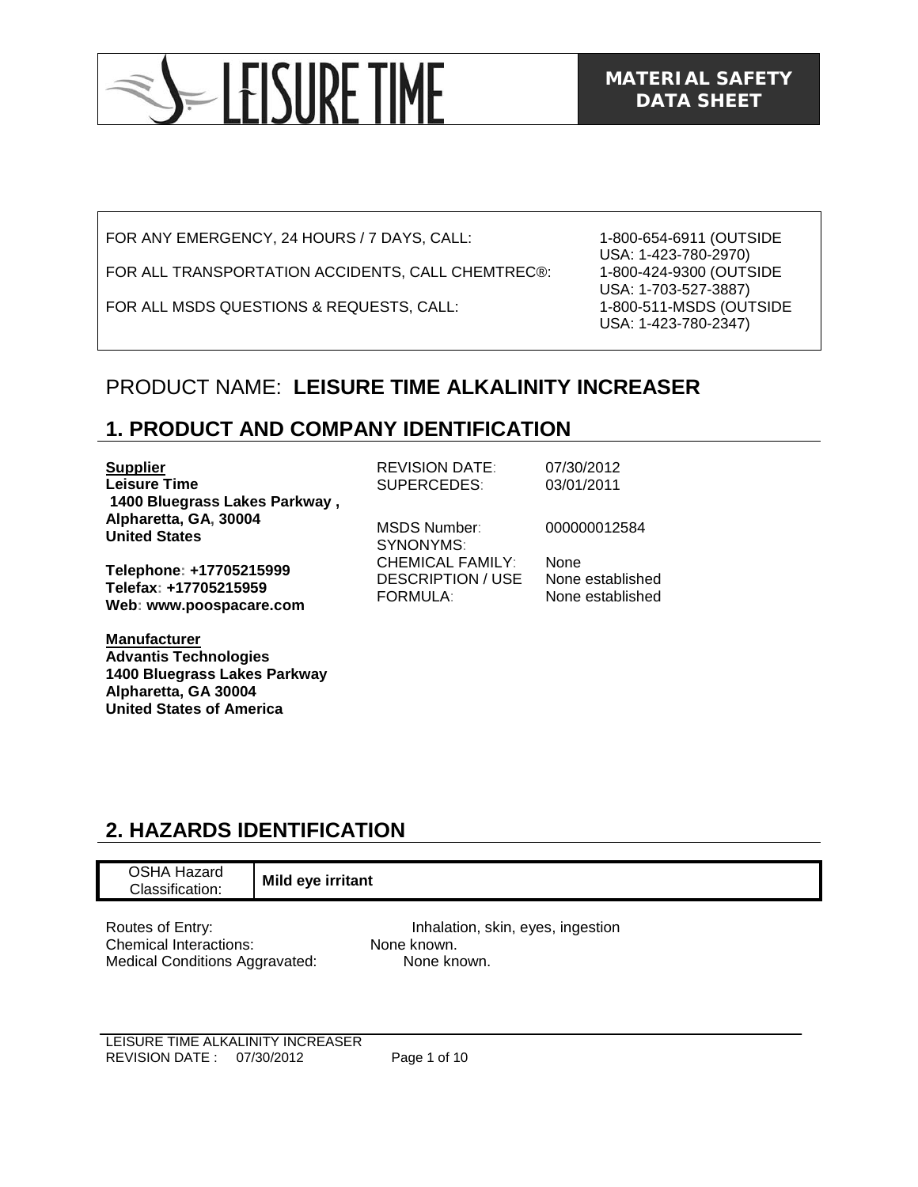# MATERIAL SAFETY DATA SHEET

FOR ANY EMERGENCY, 24 HOURS / 7 DAYS, CALL: 1-800-654-6911 (OUTSIDE USA: 1-423-780-2970)

FOR ALL TRANSPORTATION ACCIDENTS, CALL CHEMTREC®: 1-800-424-9300 (OUTSIDE USA: 1-703-527-3887)

FOR ALL MSDS QUESTIONS & REQUESTS, CALL: 1-800-511-MSDS (OUTSIDE USA: 1-423-780-2347)

## PRODUCT NAME: **LEISURE TIME ALKALINITY INCREASER**

## 1. PRODUCT AND COMPANY IDENTIFICATION

**Supplier**
**Leisure Time**
**1400 Bluegrass Lakes Parkway ,**
**Alpharetta, GA, 30004**
**United States**

**Telephone: +17705215999**
**Telefax: +17705215959**
**Web: www.poospacare.com**

**Manufacturer**
**Advantis Technologies**
**1400 Bluegrass Lakes Parkway**
**Alpharetta, GA 30004**
**United States of America**

REVISION DATE: 07/30/2012
SUPERCEDES: 03/01/2011

MSDS Number: 000000012584
SYNONYMS:
CHEMICAL FAMILY: None
DESCRIPTION / USE: None established
FORMULA: None established

## 2. HAZARDS IDENTIFICATION

| OSHA Hazard Classification: | **Mild eye irritant** |
|---|---|

Routes of Entry: Inhalation, skin, eyes, ingestion
Chemical Interactions: None known.
Medical Conditions Aggravated: None known.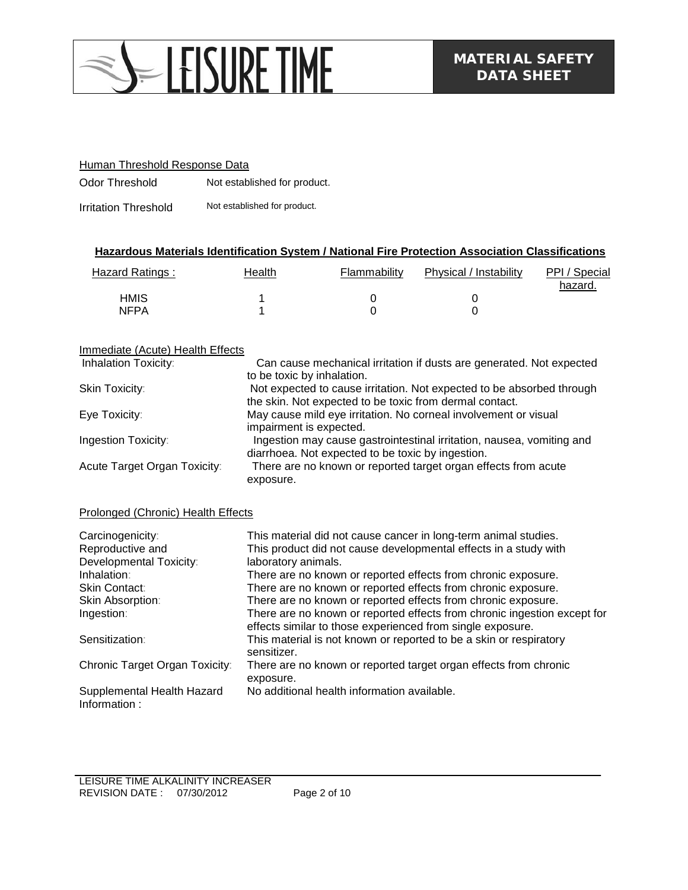### Human Threshold Response Data

| | |
|---|---|
| Odor Threshold | Not established for product. |
| Irritation Threshold | Not established for product. |

### Hazardous Materials Identification System / National Fire Protection Association Classifications

| Hazard Ratings : | Health | Flammability | Physical / Instability | PPI / Special hazard. |
|---|---|---|---|---|
| HMIS | 1 | 0 | 0 | |
| NFPA | 1 | 0 | 0 | |

### Immediate (Acute) Health Effects

| | |
|---|---|
| Inhalation Toxicity: | Can cause mechanical irritation if dusts are generated. Not expected to be toxic by inhalation. |
| Skin Toxicity: | Not expected to cause irritation. Not expected to be absorbed through the skin. Not expected to be toxic from dermal contact. |
| Eye Toxicity: | May cause mild eye irritation. No corneal involvement or visual impairment is expected. |
| Ingestion Toxicity: | Ingestion may cause gastrointestinal irritation, nausea, vomiting and diarrhoea. Not expected to be toxic by ingestion. |
| Acute Target Organ Toxicity: | There are no known or reported target organ effects from acute exposure. |

### Prolonged (Chronic) Health Effects

| | |
|---|---|
| Carcinogenicity: | This material did not cause cancer in long-term animal studies. |
| Reproductive and Developmental Toxicity: | This product did not cause developmental effects in a study with laboratory animals. |
| Inhalation: | There are no known or reported effects from chronic exposure. |
| Skin Contact: | There are no known or reported effects from chronic exposure. |
| Skin Absorption: | There are no known or reported effects from chronic exposure. |
| Ingestion: | There are no known or reported effects from chronic ingestion except for effects similar to those experienced from single exposure. |
| Sensitization: | This material is not known or reported to be a skin or respiratory sensitizer. |
| Chronic Target Organ Toxicity: | There are no known or reported target organ effects from chronic exposure. |
| Supplemental Health Hazard Information : | No additional health information available. |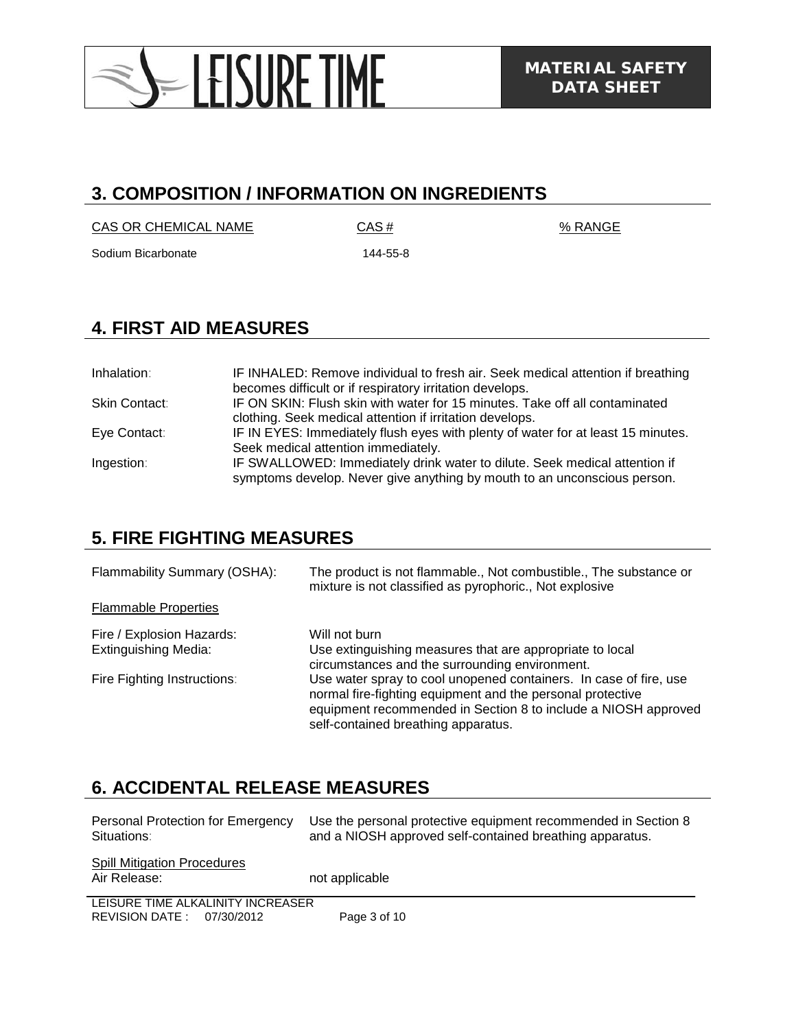## 3. COMPOSITION / INFORMATION ON INGREDIENTS

| CAS OR CHEMICAL NAME | CAS # | % RANGE |
| --- | --- | --- |
| Sodium Bicarbonate | 144-55-8 | |

## 4. FIRST AID MEASURES

| | |
| --- | --- |
| Inhalation: | IF INHALED: Remove individual to fresh air. Seek medical attention if breathing becomes difficult or if respiratory irritation develops. |
| Skin Contact: | IF ON SKIN: Flush skin with water for 15 minutes. Take off all contaminated clothing. Seek medical attention if irritation develops. |
| Eye Contact: | IF IN EYES: Immediately flush eyes with plenty of water for at least 15 minutes. Seek medical attention immediately. |
| Ingestion: | IF SWALLOWED: Immediately drink water to dilute. Seek medical attention if symptoms develop. Never give anything by mouth to an unconscious person. |

## 5. FIRE FIGHTING MEASURES

**Flammability Summary (OSHA):** The product is not flammable., Not combustible., The substance or mixture is not classified as pyrophoric., Not explosive

Flammable Properties

| | |
| --- | --- |
| Fire / Explosion Hazards: | Will not burn |
| Extinguishing Media: | Use extinguishing measures that are appropriate to local circumstances and the surrounding environment. |
| Fire Fighting Instructions: | Use water spray to cool unopened containers. In case of fire, use normal fire-fighting equipment and the personal protective equipment recommended in Section 8 to include a NIOSH approved self-contained breathing apparatus. |

## 6. ACCIDENTAL RELEASE MEASURES

**Personal Protection for Emergency Situations:** Use the personal protective equipment recommended in Section 8 and a NIOSH approved self-contained breathing apparatus.

Spill Mitigation Procedures

Air Release: not applicable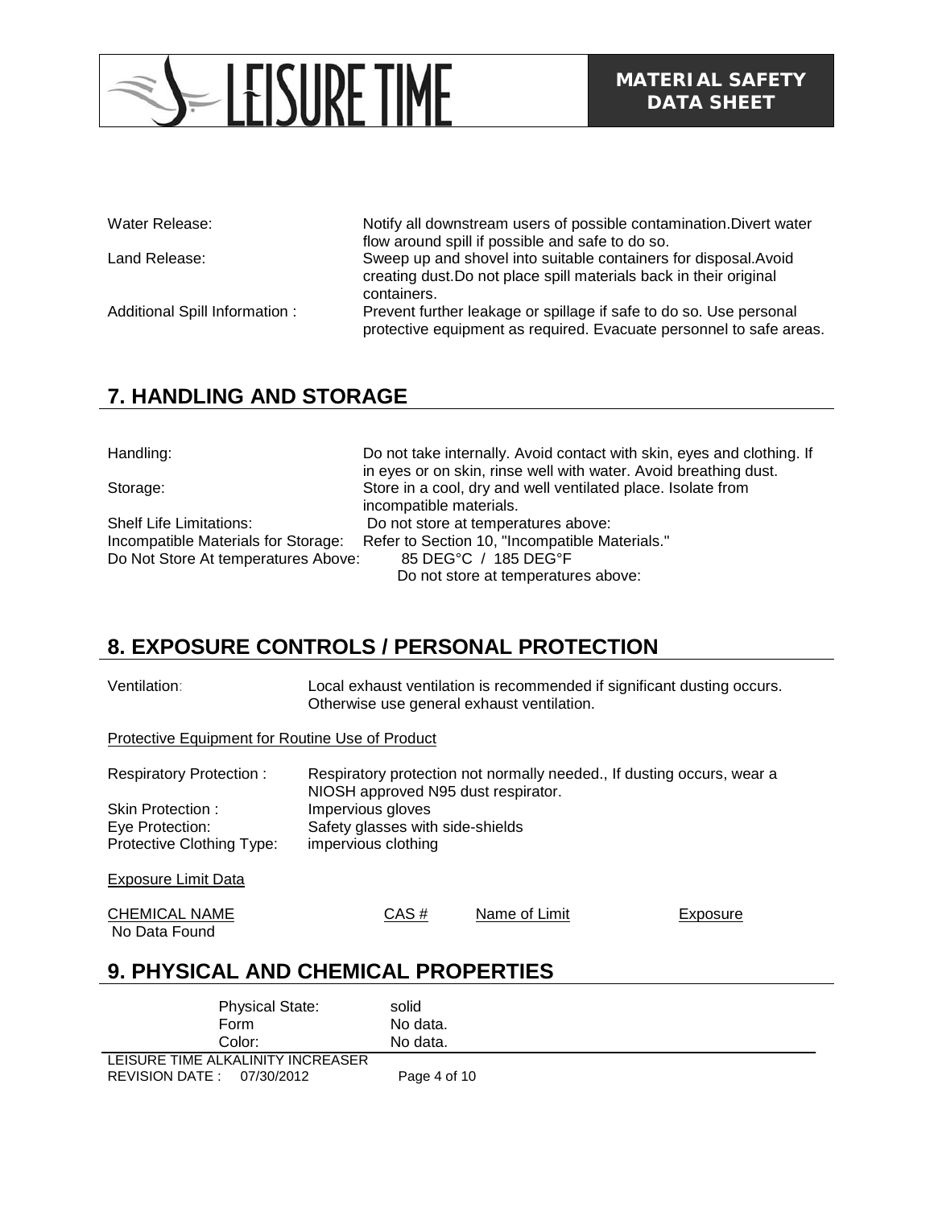| | |
|---|---|
| Water Release: | Notify all downstream users of possible contamination.Divert water flow around spill if possible and safe to do so. |
| Land Release: | Sweep up and shovel into suitable containers for disposal.Avoid creating dust.Do not place spill materials back in their original containers. |
| Additional Spill Information : | Prevent further leakage or spillage if safe to do so. Use personal protective equipment as required. Evacuate personnel to safe areas. |

## 7. HANDLING AND STORAGE

| | |
|---|---|
| Handling: | Do not take internally. Avoid contact with skin, eyes and clothing. If in eyes or on skin, rinse well with water. Avoid breathing dust. |
| Storage: | Store in a cool, dry and well ventilated place. Isolate from incompatible materials. |
| Shelf Life Limitations: | Do not store at temperatures above: |
| Incompatible Materials for Storage: | Refer to Section 10, "Incompatible Materials." |
| Do Not Store At temperatures Above: | 85 DEG°C / 185 DEG°F<br>Do not store at temperatures above: |

## 8. EXPOSURE CONTROLS / PERSONAL PROTECTION

| | |
|---|---|
| Ventilation: | Local exhaust ventilation is recommended if significant dusting occurs. Otherwise use general exhaust ventilation. |

Protective Equipment for Routine Use of Product

| | |
|---|---|
| Respiratory Protection : | Respiratory protection not normally needed., If dusting occurs, wear a NIOSH approved N95 dust respirator. |
| Skin Protection : | Impervious gloves |
| Eye Protection: | Safety glasses with side-shields |
| Protective Clothing Type: | impervious clothing |

Exposure Limit Data

| CHEMICAL NAME | CAS # | Name of Limit | Exposure |
|---|---|---|---|
| No Data Found | | | |

## 9. PHYSICAL AND CHEMICAL PROPERTIES

| | |
|---|---|
| Physical State: | solid |
| Form | No data. |
| Color: | No data. |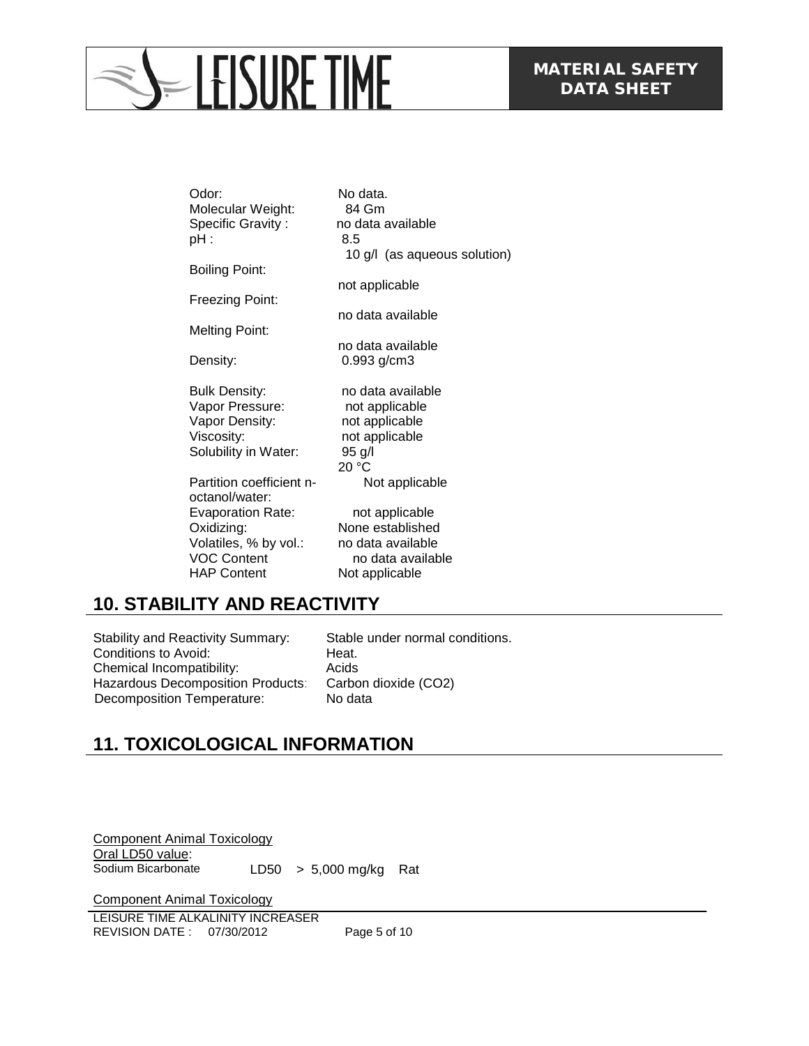| | |
|---|---|
| Odor: | No data. |
| Molecular Weight: | 84 Gm |
| Specific Gravity : | no data available |
| pH : | 8.5<br>10 g/l (as aqueous solution) |
| Boiling Point: | not applicable |
| Freezing Point: | no data available |
| Melting Point: | no data available |
| Density: | 0.993 g/cm3 |
| Bulk Density: | no data available |
| Vapor Pressure: | not applicable |
| Vapor Density: | not applicable |
| Viscosity: | not applicable |
| Solubility in Water: | 95 g/l<br>20 °C |
| Partition coefficient n-octanol/water: | Not applicable |
| Evaporation Rate: | not applicable |
| Oxidizing: | None established |
| Volatiles, % by vol.: | no data available |
| VOC Content | no data available |
| HAP Content | Not applicable |

## 10. STABILITY AND REACTIVITY

| | |
|---|---|
| Stability and Reactivity Summary: | Stable under normal conditions. |
| Conditions to Avoid: | Heat. |
| Chemical Incompatibility: | Acids |
| Hazardous Decomposition Products: | Carbon dioxide ($CO_2$) |
| Decomposition Temperature: | No data |

## 11. TOXICOLOGICAL INFORMATION

Component Animal Toxicology

Oral LD50 value:

| | | | |
|---|---|---|---|
| Sodium Bicarbonate | LD50 | > 5,000 mg/kg | Rat |

Component Animal Toxicology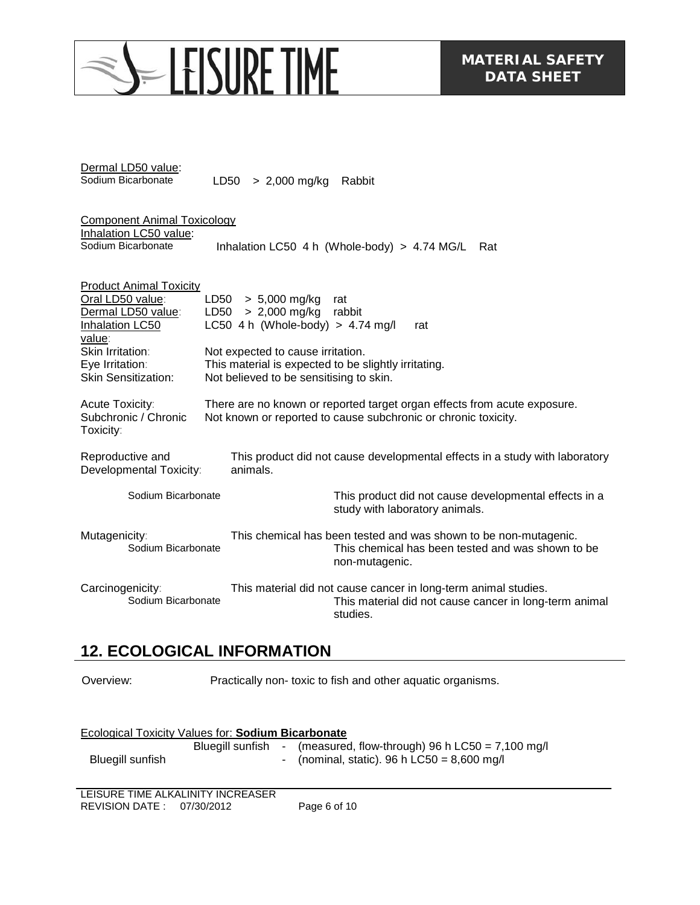Dermal LD50 value:

Sodium Bicarbonate LD50 > 2,000 mg/kg Rabbit

Component Animal Toxicology

Inhalation LC50 value:

Sodium Bicarbonate Inhalation LC50 4 h (Whole-body) > 4.74 MG/L Rat

Product Animal Toxicity

| | |
|---|---|
| Oral LD50 value: | LD50 > 5,000 mg/kg rat |
| Dermal LD50 value: | LD50 > 2,000 mg/kg rabbit |
| Inhalation LC50 value: | LC50 4 h (Whole-body) > 4.74 mg/l rat |
| Skin Irritation: | Not expected to cause irritation. |
| Eye Irritation: | This material is expected to be slightly irritating. |
| Skin Sensitization: | Not believed to be sensitising to skin. |

Acute Toxicity: There are no known or reported target organ effects from acute exposure.

Subchronic / Chronic Toxicity: Not known or reported to cause subchronic or chronic toxicity.

Reproductive and Developmental Toxicity: This product did not cause developmental effects in a study with laboratory animals.

Sodium Bicarbonate: This product did not cause developmental effects in a study with laboratory animals.

Mutagenicity: This chemical has been tested and was shown to be non-mutagenic.

Sodium Bicarbonate: This chemical has been tested and was shown to be non-mutagenic.

Carcinogenicity: This material did not cause cancer in long-term animal studies.

Sodium Bicarbonate: This material did not cause cancer in long-term animal studies.

## 12. ECOLOGICAL INFORMATION

Overview: Practically non- toxic to fish and other aquatic organisms.

Ecological Toxicity Values for: **Sodium Bicarbonate**

Bluegill sunfish - (measured, flow-through) 96 h LC50 = 7,100 mg/l

Bluegill sunfish - (nominal, static). 96 h LC50 = 8,600 mg/l

LEISURE TIME ALKALINITY INCREASER
REVISION DATE : 07/30/2012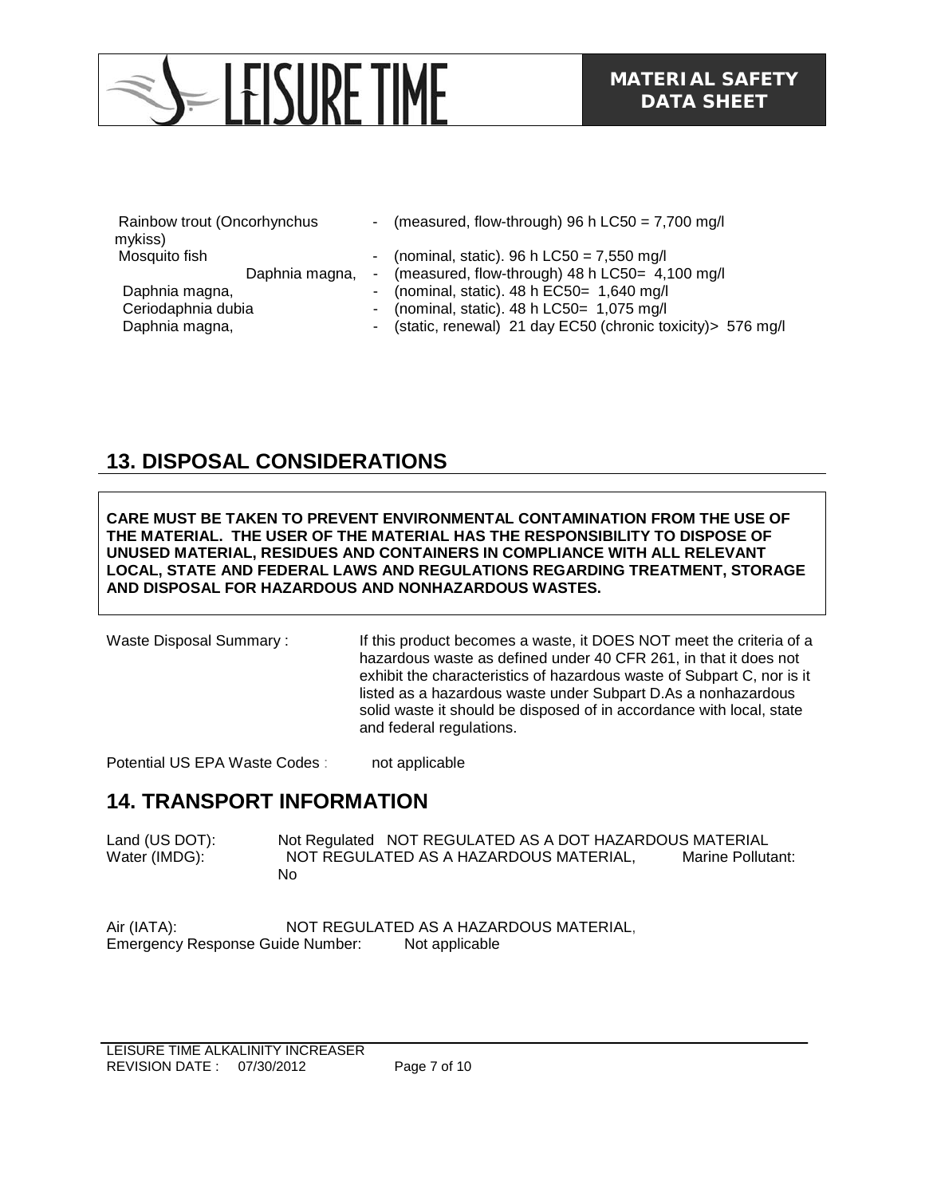| | |
|---|---|
| Rainbow trout (Oncorhynchus mykiss) | - (measured, flow-through) 96 h LC50 = 7,700 mg/l |
| Mosquito fish | - (nominal, static). 96 h LC50 = 7,550 mg/l |
| Daphnia magna, | - (measured, flow-through) 48 h LC50= 4,100 mg/l |
| Daphnia magna, | - (nominal, static). 48 h EC50= 1,640 mg/l |
| Ceriodaphnia dubia | - (nominal, static). 48 h LC50= 1,075 mg/l |
| Daphnia magna, | - (static, renewal) 21 day EC50 (chronic toxicity)> 576 mg/l |

## 13. DISPOSAL CONSIDERATIONS

**CARE MUST BE TAKEN TO PREVENT ENVIRONMENTAL CONTAMINATION FROM THE USE OF THE MATERIAL. THE USER OF THE MATERIAL HAS THE RESPONSIBILITY TO DISPOSE OF UNUSED MATERIAL, RESIDUES AND CONTAINERS IN COMPLIANCE WITH ALL RELEVANT LOCAL, STATE AND FEDERAL LAWS AND REGULATIONS REGARDING TREATMENT, STORAGE AND DISPOSAL FOR HAZARDOUS AND NONHAZARDOUS WASTES.**

Waste Disposal Summary : If this product becomes a waste, it DOES NOT meet the criteria of a hazardous waste as defined under 40 CFR 261, in that it does not exhibit the characteristics of hazardous waste of Subpart C, nor is it listed as a hazardous waste under Subpart D.As a nonhazardous solid waste it should be disposed of in accordance with local, state and federal regulations.

Potential US EPA Waste Codes : not applicable

## 14. TRANSPORT INFORMATION

Land (US DOT): Not Regulated NOT REGULATED AS A DOT HAZARDOUS MATERIAL
Water (IMDG): NOT REGULATED AS A HAZARDOUS MATERIAL, Marine Pollutant: No

Air (IATA): NOT REGULATED AS A HAZARDOUS MATERIAL,
Emergency Response Guide Number: Not applicable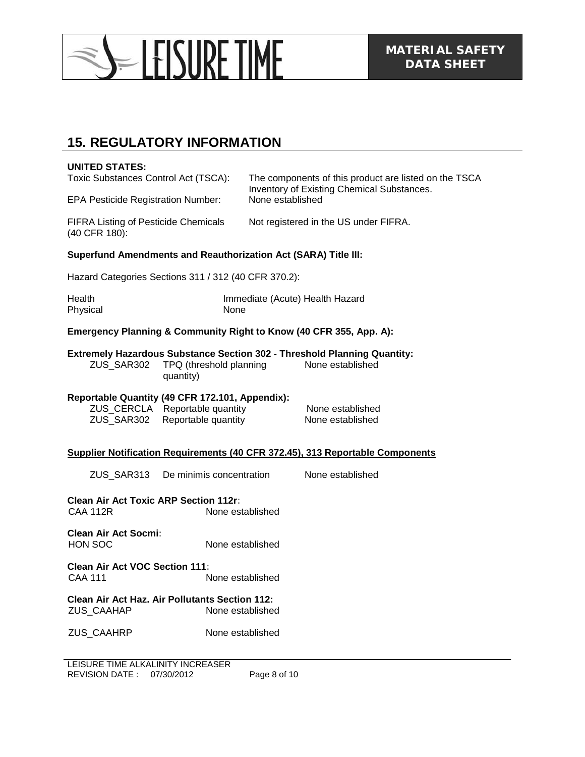## 15. REGULATORY INFORMATION

**UNITED STATES:**

| | |
|---|---|
| Toxic Substances Control Act (TSCA): | The components of this product are listed on the TSCA Inventory of Existing Chemical Substances. |
| EPA Pesticide Registration Number: | None established |
| FIFRA Listing of Pesticide Chemicals (40 CFR 180): | Not registered in the US under FIFRA. |

**Superfund Amendments and Reauthorization Act (SARA) Title III:**

Hazard Categories Sections 311 / 312 (40 CFR 370.2):

| | |
|---|---|
| Health | Immediate (Acute) Health Hazard |
| Physical | None |

**Emergency Planning & Community Right to Know (40 CFR 355, App. A):**

**Extremely Hazardous Substance Section 302 - Threshold Planning Quantity:**

| | | |
|---|---|---|
| ZUS_SAR302 | TPQ (threshold planning quantity) | None established |

**Reportable Quantity (49 CFR 172.101, Appendix):**

| | | |
|---|---|---|
| ZUS_CERCLA | Reportable quantity | None established |
| ZUS_SAR302 | Reportable quantity | None established |

**Supplier Notification Requirements (40 CFR 372.45), 313 Reportable Components**

| | | |
|---|---|---|
| ZUS_SAR313 | De minimis concentration | None established |

**Clean Air Act Toxic ARP Section 112r:**

CAA 112R — None established

**Clean Air Act Socmi:**

HON SOC — None established

**Clean Air Act VOC Section 111:**

CAA 111 — None established

**Clean Air Act Haz. Air Pollutants Section 112:**

ZUS_CAAHAP — None established

ZUS_CAAHRP — None established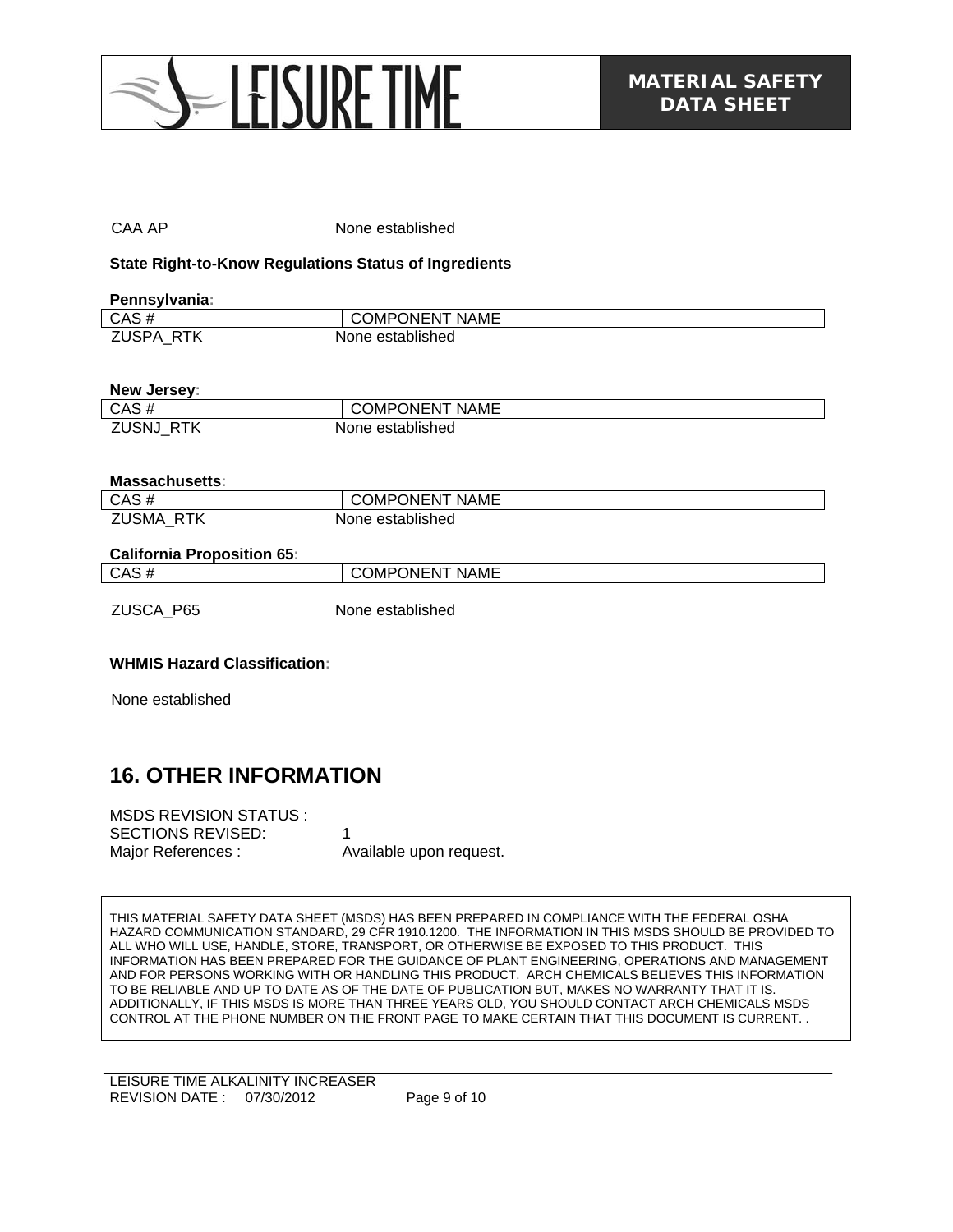CAA AP None established

**State Right-to-Know Regulations Status of Ingredients**

**Pennsylvania:**

| CAS # | COMPONENT NAME |
| --- | --- |
| ZUSPA_RTK | None established |

**New Jersey:**

| CAS # | COMPONENT NAME |
| --- | --- |
| ZUSNJ_RTK | None established |

**Massachusetts:**

| CAS # | COMPONENT NAME |
| --- | --- |
| ZUSMA_RTK | None established |

**California Proposition 65:**

| CAS # | COMPONENT NAME |
| --- | --- |
| ZUSCA_P65 | None established |

**WHMIS Hazard Classification:**

None established

## 16. OTHER INFORMATION

MSDS REVISION STATUS :
SECTIONS REVISED: 1
Major References : Available upon request.

THIS MATERIAL SAFETY DATA SHEET (MSDS) HAS BEEN PREPARED IN COMPLIANCE WITH THE FEDERAL OSHA HAZARD COMMUNICATION STANDARD, 29 CFR 1910.1200. THE INFORMATION IN THIS MSDS SHOULD BE PROVIDED TO ALL WHO WILL USE, HANDLE, STORE, TRANSPORT, OR OTHERWISE BE EXPOSED TO THIS PRODUCT. THIS INFORMATION HAS BEEN PREPARED FOR THE GUIDANCE OF PLANT ENGINEERING, OPERATIONS AND MANAGEMENT AND FOR PERSONS WORKING WITH OR HANDLING THIS PRODUCT. ARCH CHEMICALS BELIEVES THIS INFORMATION TO BE RELIABLE AND UP TO DATE AS OF THE DATE OF PUBLICATION BUT, MAKES NO WARRANTY THAT IT IS. ADDITIONALLY, IF THIS MSDS IS MORE THAN THREE YEARS OLD, YOU SHOULD CONTACT ARCH CHEMICALS MSDS CONTROL AT THE PHONE NUMBER ON THE FRONT PAGE TO MAKE CERTAIN THAT THIS DOCUMENT IS CURRENT. .